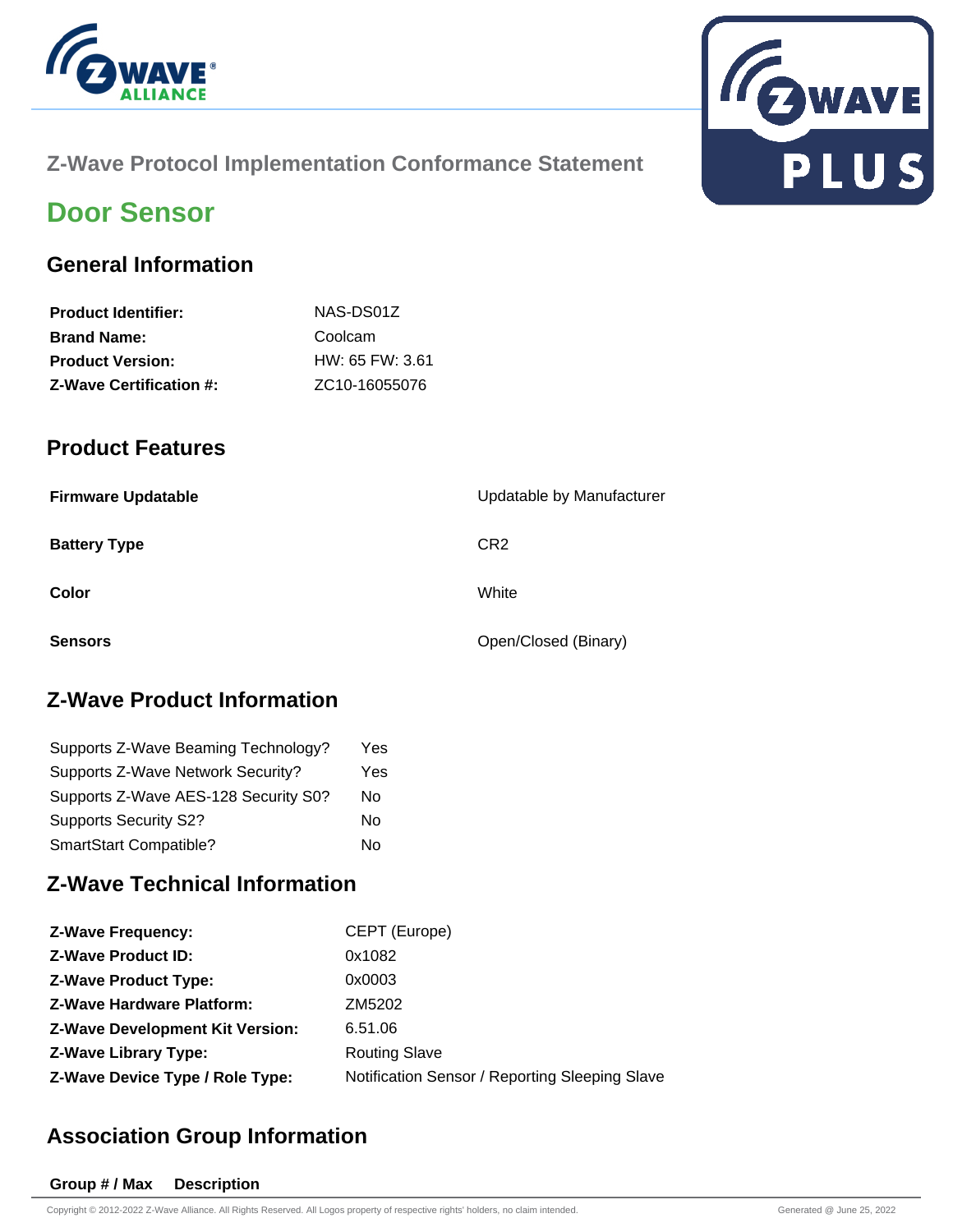Z-Wave Protocol Implementation Conformance Statement

# Door Sensor

## General Information

| | |
|---|---|
| **Product Identifier:** | NAS-DS01Z |
| **Brand Name:** | Coolcam |
| **Product Version:** | HW: 65 FW: 3.61 |
| **Z-Wave Certification #:** | ZC10-16055076 |

## Product Features

| | |
|---|---|
| **Firmware Updatable** | Updatable by Manufacturer |
| **Battery Type** | CR2 |
| **Color** | White |
| **Sensors** | Open/Closed (Binary) |

## Z-Wave Product Information

| | |
|---|---|
| Supports Z-Wave Beaming Technology? | Yes |
| Supports Z-Wave Network Security? | Yes |
| Supports Z-Wave AES-128 Security S0? | No |
| Supports Security S2? | No |
| SmartStart Compatible? | No |

## Z-Wave Technical Information

| | |
|---|---|
| **Z-Wave Frequency:** | CEPT (Europe) |
| **Z-Wave Product ID:** | 0x1082 |
| **Z-Wave Product Type:** | 0x0003 |
| **Z-Wave Hardware Platform:** | ZM5202 |
| **Z-Wave Development Kit Version:** | 6.51.06 |
| **Z-Wave Library Type:** | Routing Slave |
| **Z-Wave Device Type / Role Type:** | Notification Sensor / Reporting Sleeping Slave |

## Association Group Information

| Group # / Max | Description |
|---|---|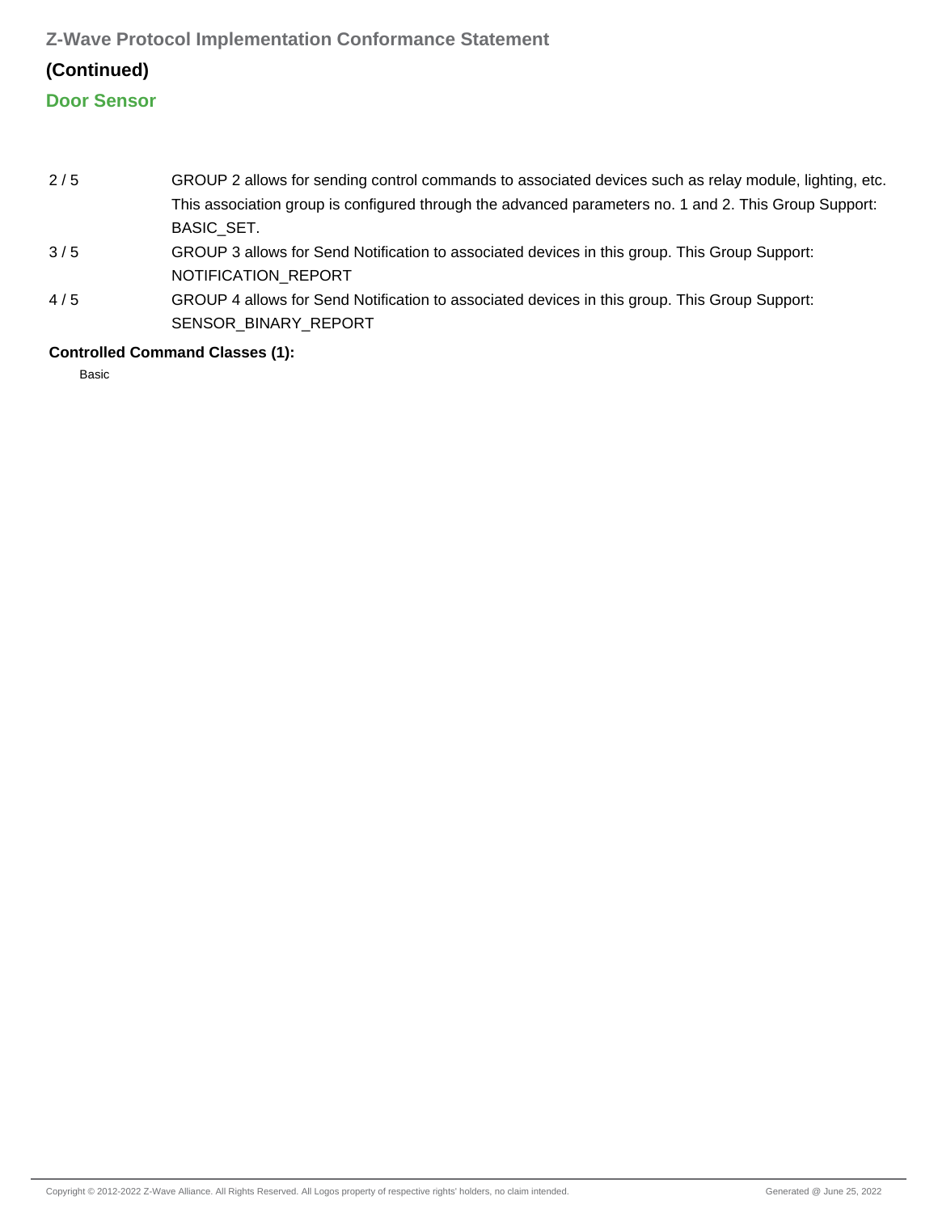# Z-Wave Protocol Implementation Conformance Statement

## (Continued)

### Door Sensor

| | |
|---|---|
| 2 / 5 | GROUP 2 allows for sending control commands to associated devices such as relay module, lighting, etc. This association group is configured through the advanced parameters no. 1 and 2. This Group Support: BASIC_SET. |
| 3 / 5 | GROUP 3 allows for Send Notification to associated devices in this group. This Group Support: NOTIFICATION_REPORT |
| 4 / 5 | GROUP 4 allows for Send Notification to associated devices in this group. This Group Support: SENSOR_BINARY_REPORT |

**Controlled Command Classes (1):**

Basic